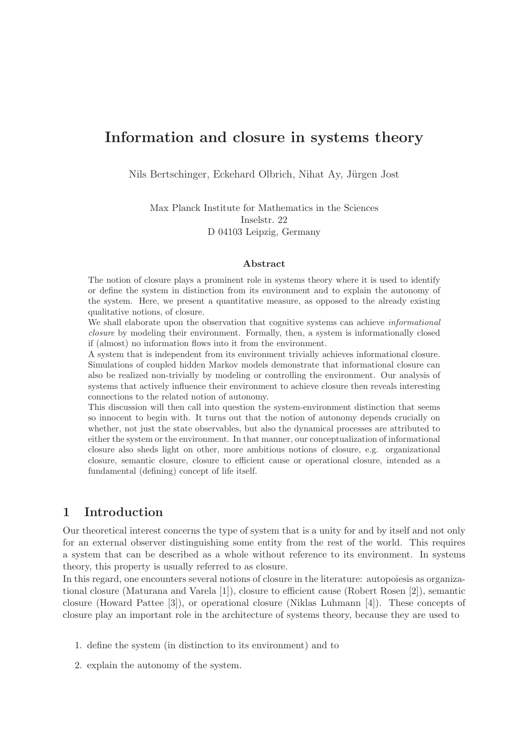# Information and closure in systems theory

Nils Bertschinger, Eckehard Olbrich, Nihat Ay, Jürgen Jost

Max Planck Institute for Mathematics in the Sciences
Inselstr. 22
D 04103 Leipzig, Germany

### Abstract

The notion of closure plays a prominent role in systems theory where it is used to identify or define the system in distinction from its environment and to explain the autonomy of the system. Here, we present a quantitative measure, as opposed to the already existing qualitative notions, of closure.

We shall elaborate upon the observation that cognitive systems can achieve *informational closure* by modeling their environment. Formally, then, a system is informationally closed if (almost) no information flows into it from the environment.

A system that is independent from its environment trivially achieves informational closure. Simulations of coupled hidden Markov models demonstrate that informational closure can also be realized non-trivially by modeling or controlling the environment. Our analysis of systems that actively influence their environment to achieve closure then reveals interesting connections to the related notion of autonomy.

This discussion will then call into question the system-environment distinction that seems so innocent to begin with. It turns out that the notion of autonomy depends crucially on whether, not just the state observables, but also the dynamical processes are attributed to either the system or the environment. In that manner, our conceptualization of informational closure also sheds light on other, more ambitious notions of closure, e.g. organizational closure, semantic closure, closure to efficient cause or operational closure, intended as a fundamental (defining) concept of life itself.

## 1 Introduction

Our theoretical interest concerns the type of system that is a unity for and by itself and not only for an external observer distinguishing some entity from the rest of the world. This requires a system that can be described as a whole without reference to its environment. In systems theory, this property is usually referred to as closure.

In this regard, one encounters several notions of closure in the literature: autopoiesis as organizational closure (Maturana and Varela [1]), closure to efficient cause (Robert Rosen [2]), semantic closure (Howard Pattee [3]), or operational closure (Niklas Luhmann [4]). These concepts of closure play an important role in the architecture of systems theory, because they are used to

1. define the system (in distinction to its environment) and to
2. explain the autonomy of the system.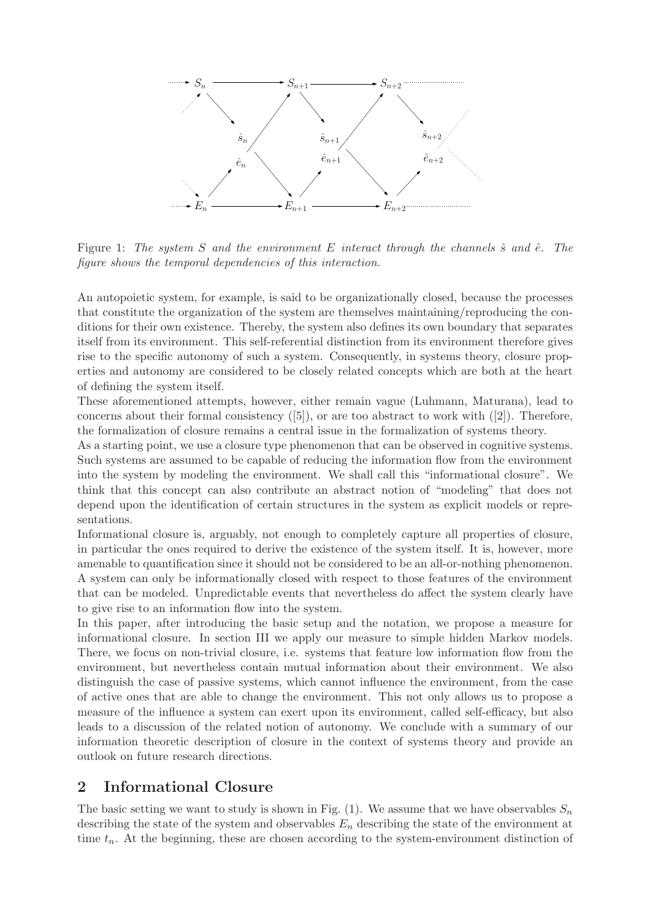Figure 1: *The system $S$ and the environment $E$ interact through the channels $\hat{s}$ and $\hat{e}$. The figure shows the temporal dependencies of this interaction.*

An autopoietic system, for example, is said to be organizationally closed, because the processes that constitute the organization of the system are themselves maintaining/reproducing the conditions for their own existence. Thereby, the system also defines its own boundary that separates itself from its environment. This self-referential distinction from its environment therefore gives rise to the specific autonomy of such a system. Consequently, in systems theory, closure properties and autonomy are considered to be closely related concepts which are both at the heart of defining the system itself.

These aforementioned attempts, however, either remain vague (Luhmann, Maturana), lead to concerns about their formal consistency ([5]), or are too abstract to work with ([2]). Therefore, the formalization of closure remains a central issue in the formalization of systems theory.

As a starting point, we use a closure type phenomenon that can be observed in cognitive systems. Such systems are assumed to be capable of reducing the information flow from the environment into the system by modeling the environment. We shall call this "informational closure". We think that this concept can also contribute an abstract notion of "modeling" that does not depend upon the identification of certain structures in the system as explicit models or representations.

Informational closure is, arguably, not enough to completely capture all properties of closure, in particular the ones required to derive the existence of the system itself. It is, however, more amenable to quantification since it should not be considered to be an all-or-nothing phenomenon. A system can only be informationally closed with respect to those features of the environment that can be modeled. Unpredictable events that nevertheless do affect the system clearly have to give rise to an information flow into the system.

In this paper, after introducing the basic setup and the notation, we propose a measure for informational closure. In section III we apply our measure to simple hidden Markov models. There, we focus on non-trivial closure, i.e. systems that feature low information flow from the environment, but nevertheless contain mutual information about their environment. We also distinguish the case of passive systems, which cannot influence the environment, from the case of active ones that are able to change the environment. This not only allows us to propose a measure of the influence a system can exert upon its environment, called self-efficacy, but also leads to a discussion of the related notion of autonomy. We conclude with a summary of our information theoretic description of closure in the context of systems theory and provide an outlook on future research directions.

## 2 Informational Closure

The basic setting we want to study is shown in Fig. (1). We assume that we have observables $S_n$ describing the state of the system and observables $E_n$ describing the state of the environment at time $t_n$. At the beginning, these are chosen according to the system-environment distinction of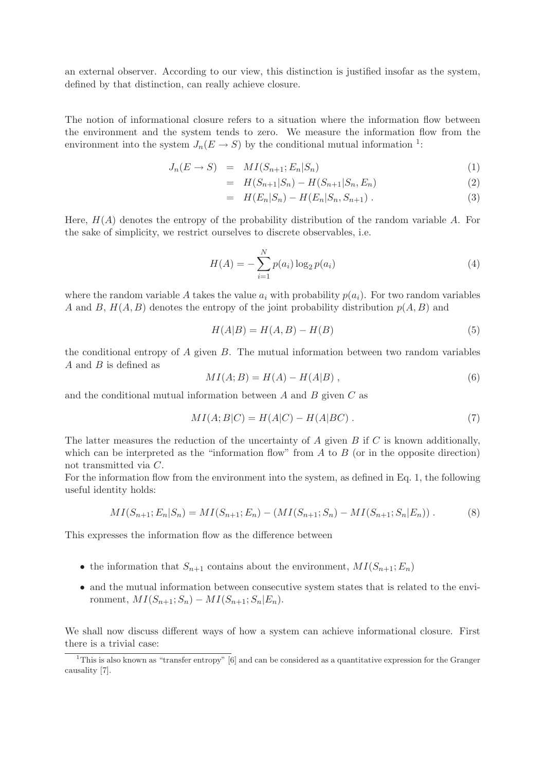an external observer. According to our view, this distinction is justified insofar as the system, defined by that distinction, can really achieve closure.

The notion of informational closure refers to a situation where the information flow between the environment and the system tends to zero. We measure the information flow from the environment into the system $J_n(E \to S)$ by the conditional mutual information [1]:

$$
\begin{aligned}
J_n(E \to S) &= MI(S_{n+1}; E_n | S_n) && (1)\\
&= H(S_{n+1}|S_n) - H(S_{n+1}|S_n, E_n) && (2)\\
&= H(E_n|S_n) - H(E_n|S_n, S_{n+1}) \,. && (3)
\end{aligned}
$$

Here, $H(A)$ denotes the entropy of the probability distribution of the random variable $A$. For the sake of simplicity, we restrict ourselves to discrete observables, i.e.

$$
H(A) = -\sum_{i=1}^{N} p(a_i) \log_2 p(a_i) \tag{4}
$$

where the random variable $A$ takes the value $a_i$ with probability $p(a_i)$. For two random variables $A$ and $B$, $H(A, B)$ denotes the entropy of the joint probability distribution $p(A, B)$ and

$$
H(A|B) = H(A, B) - H(B) \tag{5}
$$

the conditional entropy of $A$ given $B$. The mutual information between two random variables $A$ and $B$ is defined as

$$
MI(A; B) = H(A) - H(A|B) \,, \tag{6}
$$

and the conditional mutual information between $A$ and $B$ given $C$ as

$$
MI(A; B|C) = H(A|C) - H(A|BC) \,. \tag{7}
$$

The latter measures the reduction of the uncertainty of $A$ given $B$ if $C$ is known additionally, which can be interpreted as the "information flow" from $A$ to $B$ (or in the opposite direction) not transmitted via $C$.
For the information flow from the environment into the system, as defined in Eq. 1, the following useful identity holds:

$$
MI(S_{n+1}; E_n|S_n) = MI(S_{n+1}; E_n) - (MI(S_{n+1}; S_n) - MI(S_{n+1}; S_n|E_n)) \,. \tag{8}
$$

This expresses the information flow as the difference between

- the information that $S_{n+1}$ contains about the environment, $MI(S_{n+1}; E_n)$
- and the mutual information between consecutive system states that is related to the environment, $MI(S_{n+1}; S_n) - MI(S_{n+1}; S_n|E_n)$.

We shall now discuss different ways of how a system can achieve informational closure. First there is a trivial case:

[1] This is also known as "transfer entropy" [6] and can be considered as a quantitative expression for the Granger causality [7].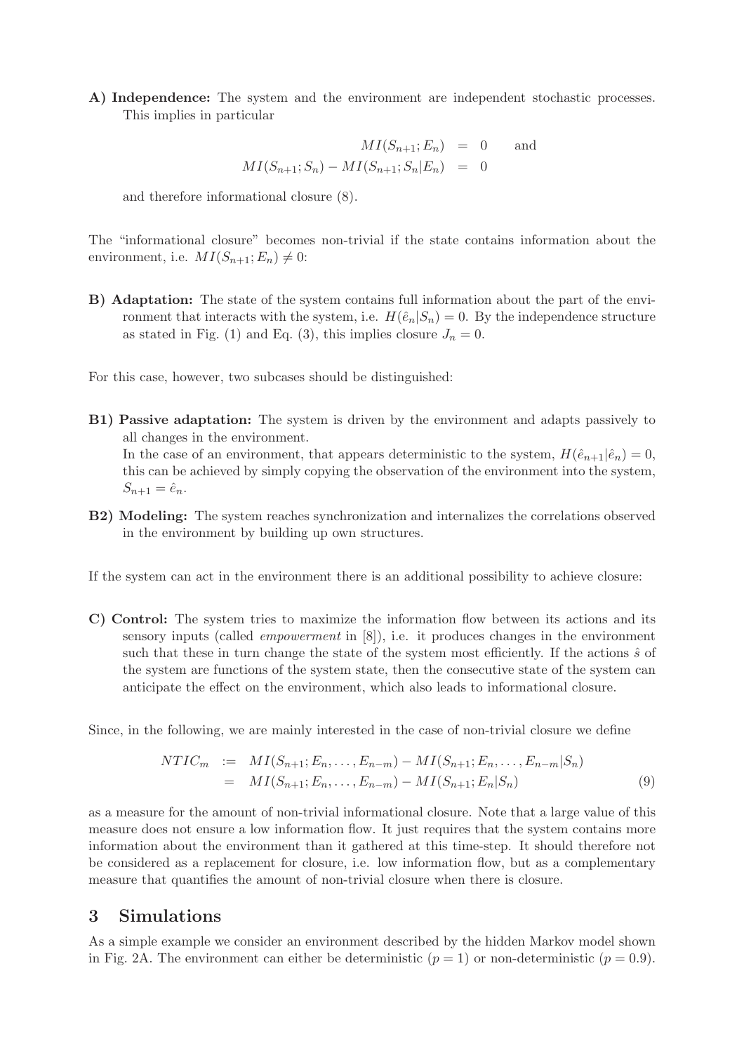**A) Independence:** The system and the environment are independent stochastic processes. This implies in particular

$$
\begin{aligned}
MI(S_{n+1}; E_n) &= 0 \qquad \text{and} \\
MI(S_{n+1}; S_n) - MI(S_{n+1}; S_n | E_n) &= 0
\end{aligned}
$$

and therefore informational closure (8).

The "informational closure" becomes non-trivial if the state contains information about the environment, i.e. $MI(S_{n+1}; E_n) \neq 0$:

**B) Adaptation:** The state of the system contains full information about the part of the environment that interacts with the system, i.e. $H(\hat{e}_n | S_n) = 0$. By the independence structure as stated in Fig. (1) and Eq. (3), this implies closure $J_n = 0$.

For this case, however, two subcases should be distinguished:

**B1) Passive adaptation:** The system is driven by the environment and adapts passively to all changes in the environment.
In the case of an environment, that appears deterministic to the system, $H(\hat{e}_{n+1} | \hat{e}_n) = 0$, this can be achieved by simply copying the observation of the environment into the system, $S_{n+1} = \hat{e}_n$.

**B2) Modeling:** The system reaches synchronization and internalizes the correlations observed in the environment by building up own structures.

If the system can act in the environment there is an additional possibility to achieve closure:

**C) Control:** The system tries to maximize the information flow between its actions and its sensory inputs (called *empowerment* in [8]), i.e. it produces changes in the environment such that these in turn change the state of the system most efficiently. If the actions $\hat{s}$ of the system are functions of the system state, then the consecutive state of the system can anticipate the effect on the environment, which also leads to informational closure.

Since, in the following, we are mainly interested in the case of non-trivial closure we define

$$
\begin{aligned}
NTIC_m &:= MI(S_{n+1}; E_n, \ldots, E_{n-m}) - MI(S_{n+1}; E_n, \ldots, E_{n-m} | S_n) \\
&= MI(S_{n+1}; E_n, \ldots, E_{n-m}) - MI(S_{n+1}; E_n | S_n) \qquad (9)
\end{aligned}
$$

as a measure for the amount of non-trivial informational closure. Note that a large value of this measure does not ensure a low information flow. It just requires that the system contains more information about the environment than it gathered at this time-step. It should therefore not be considered as a replacement for closure, i.e. low information flow, but as a complementary measure that quantifies the amount of non-trivial closure when there is closure.

## 3 Simulations

As a simple example we consider an environment described by the hidden Markov model shown in Fig. 2A. The environment can either be deterministic ($p = 1$) or non-deterministic ($p = 0.9$).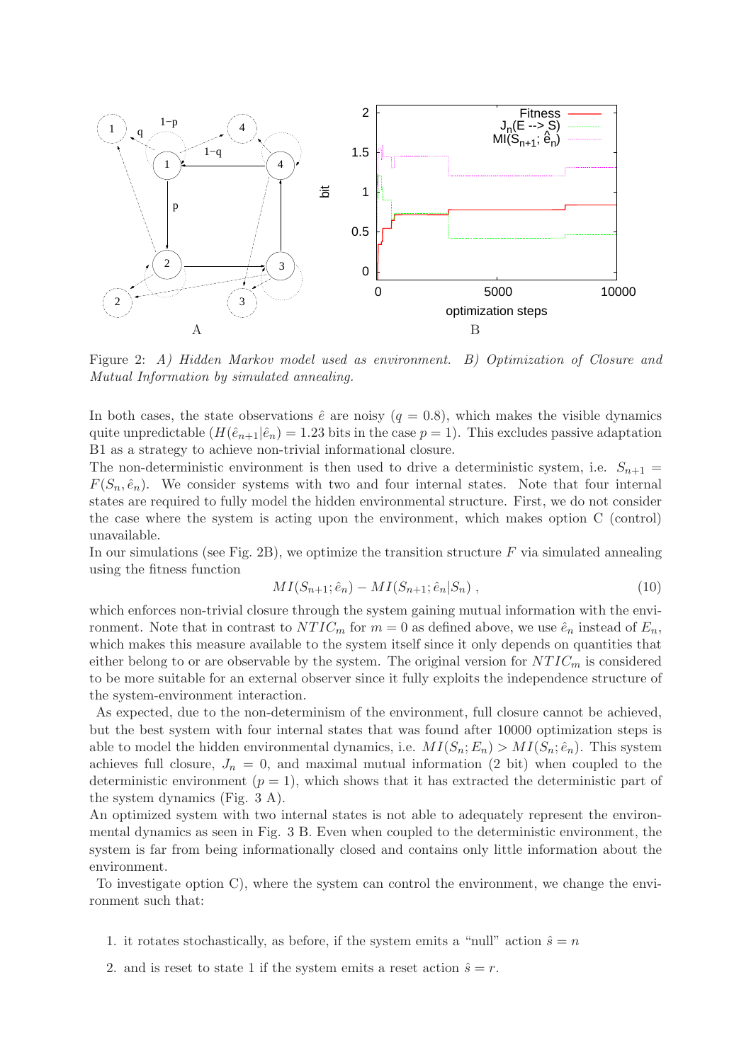Figure 2: *A) Hidden Markov model used as environment. B) Optimization of Closure and Mutual Information by simulated annealing.*

In both cases, the state observations $\hat{e}$ are noisy ($q = 0.8$), which makes the visible dynamics quite unpredictable ($H(\hat{e}_{n+1}|\hat{e}_n) = 1.23$ bits in the case $p = 1$). This excludes passive adaptation B1 as a strategy to achieve non-trivial informational closure.

The non-deterministic environment is then used to drive a deterministic system, i.e. $S_{n+1} = F(S_n, \hat{e}_n)$. We consider systems with two and four internal states. Note that four internal states are required to fully model the hidden environmental structure. First, we do not consider the case where the system is acting upon the environment, which makes option C (control) unavailable.

In our simulations (see Fig. 2B), we optimize the transition structure $F$ via simulated annealing using the fitness function

$$MI(S_{n+1}; \hat{e}_n) - MI(S_{n+1}; \hat{e}_n | S_n) \, , \tag{10}$$

which enforces non-trivial closure through the system gaining mutual information with the environment. Note that in contrast to $NTIC_m$ for $m = 0$ as defined above, we use $\hat{e}_n$ instead of $E_n$, which makes this measure available to the system itself since it only depends on quantities that either belong to or are observable by the system. The original version for $NTIC_m$ is considered to be more suitable for an external observer since it fully exploits the independence structure of the system-environment interaction.

As expected, due to the non-determinism of the environment, full closure cannot be achieved, but the best system with four internal states that was found after 10000 optimization steps is able to model the hidden environmental dynamics, i.e. $MI(S_n; E_n) > MI(S_n; \hat{e}_n)$. This system achieves full closure, $J_n = 0$, and maximal mutual information (2 bit) when coupled to the deterministic environment ($p = 1$), which shows that it has extracted the deterministic part of the system dynamics (Fig. 3 A).

An optimized system with two internal states is not able to adequately represent the environmental dynamics as seen in Fig. 3 B. Even when coupled to the deterministic environment, the system is far from being informationally closed and contains only little information about the environment.

To investigate option C), where the system can control the environment, we change the environment such that:

1. it rotates stochastically, as before, if the system emits a "null" action $\hat{s} = n$
2. and is reset to state 1 if the system emits a reset action $\hat{s} = r$.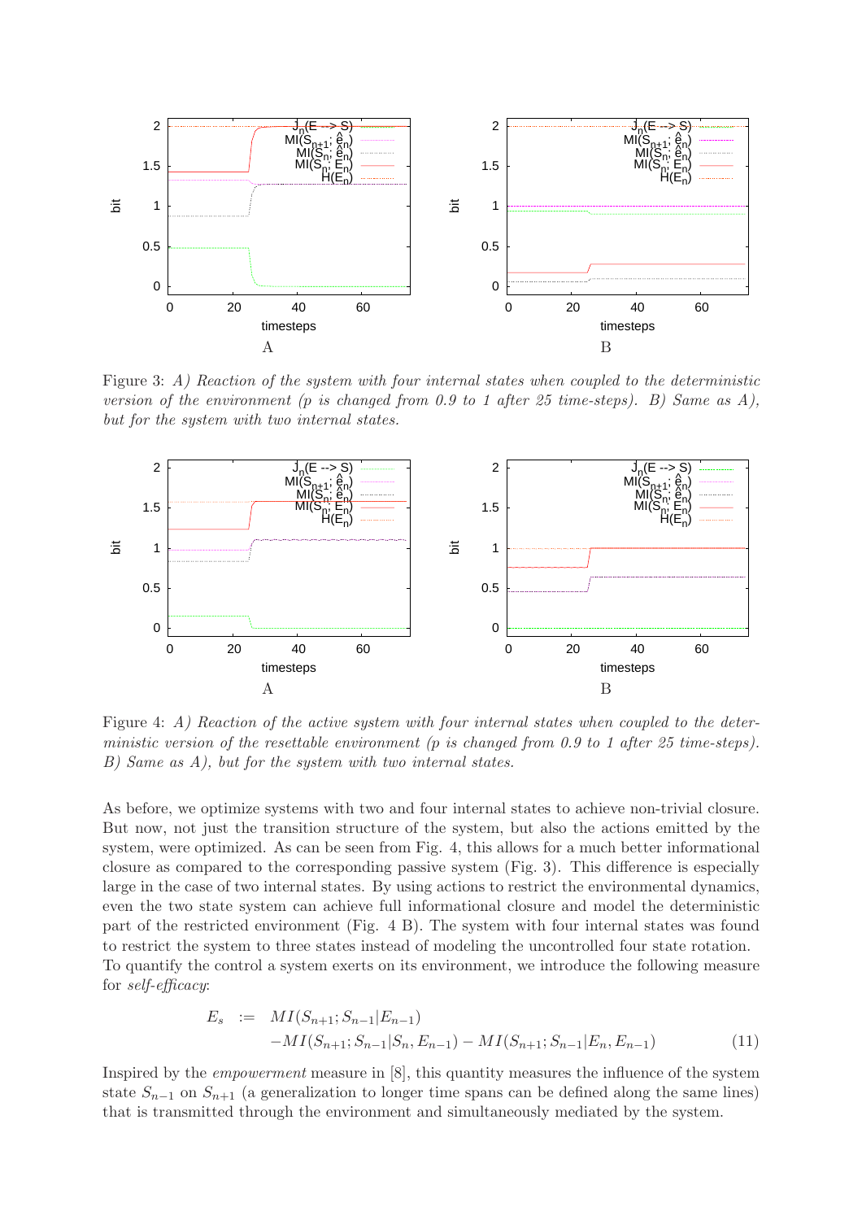Figure 3: *A) Reaction of the system with four internal states when coupled to the deterministic version of the environment (p is changed from 0.9 to 1 after 25 time-steps). B) Same as A), but for the system with two internal states.*

Figure 4: *A) Reaction of the active system with four internal states when coupled to the deterministic version of the resettable environment (p is changed from 0.9 to 1 after 25 time-steps). B) Same as A), but for the system with two internal states.*

As before, we optimize systems with two and four internal states to achieve non-trivial closure. But now, not just the transition structure of the system, but also the actions emitted by the system, were optimized. As can be seen from Fig. 4, this allows for a much better informational closure as compared to the corresponding passive system (Fig. 3). This difference is especially large in the case of two internal states. By using actions to restrict the environmental dynamics, even the two state system can achieve full informational closure and model the deterministic part of the restricted environment (Fig. 4 B). The system with four internal states was found to restrict the system to three states instead of modeling the uncontrolled four state rotation. To quantify the control a system exerts on its environment, we introduce the following measure for *self-efficacy*:

$$E_s \;:=\; MI(S_{n+1}; S_{n-1}|E_{n-1}) - MI(S_{n+1}; S_{n-1}|S_n, E_{n-1}) - MI(S_{n+1}; S_{n-1}|E_n, E_{n-1}) \tag{11}$$

Inspired by the *empowerment* measure in [8], this quantity measures the influence of the system state $S_{n-1}$ on $S_{n+1}$ (a generalization to longer time spans can be defined along the same lines) that is transmitted through the environment and simultaneously mediated by the system.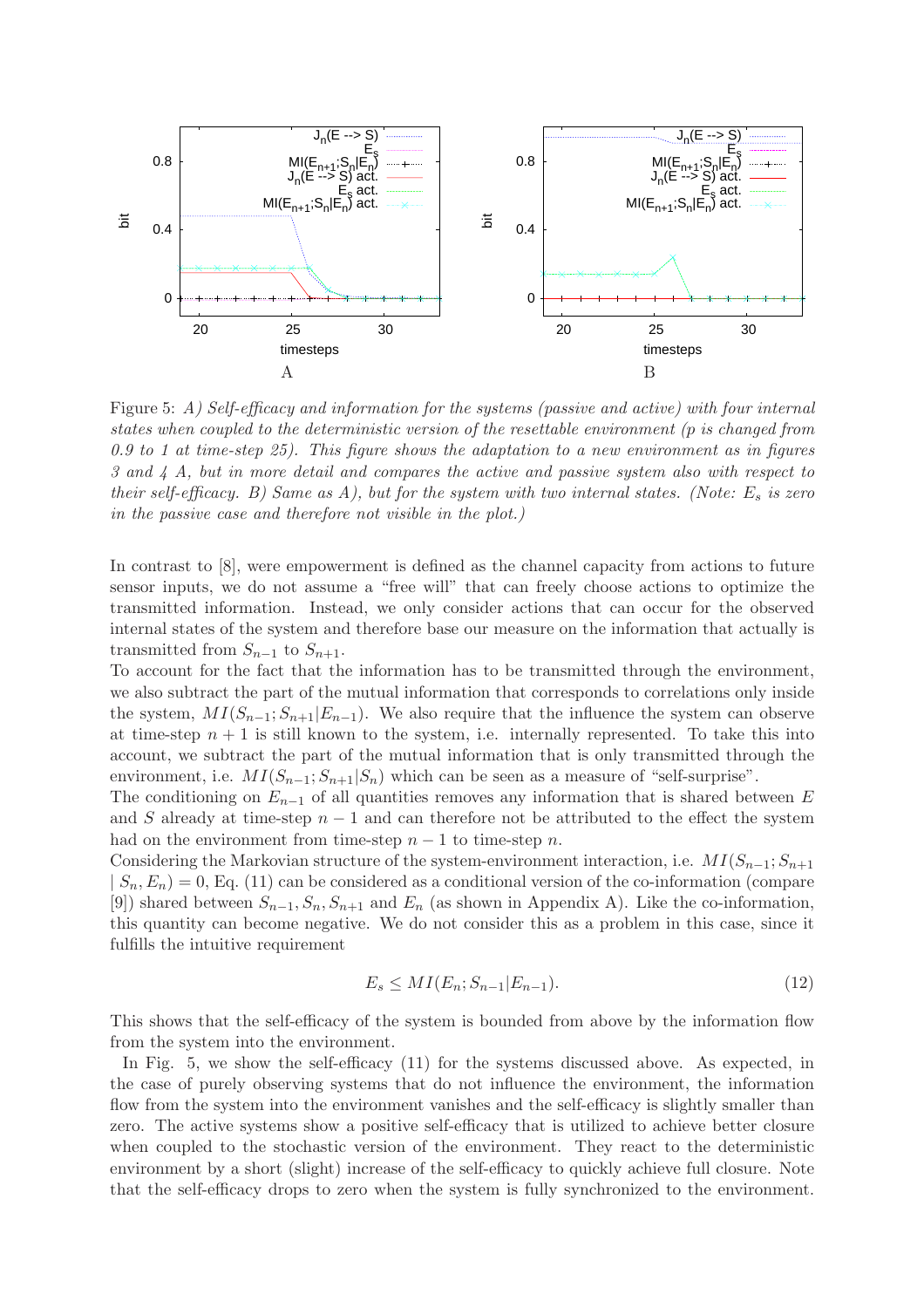Figure 5: *A) Self-efficacy and information for the systems (passive and active) with four internal states when coupled to the deterministic version of the resettable environment (p is changed from 0.9 to 1 at time-step 25). This figure shows the adaptation to a new environment as in figures 3 and 4 A, but in more detail and compares the active and passive system also with respect to their self-efficacy. B) Same as A), but for the system with two internal states. (Note: $E_s$ is zero in the passive case and therefore not visible in the plot.)*

In contrast to [8], were empowerment is defined as the channel capacity from actions to future sensor inputs, we do not assume a "free will" that can freely choose actions to optimize the transmitted information. Instead, we only consider actions that can occur for the observed internal states of the system and therefore base our measure on the information that actually is transmitted from $S_{n-1}$ to $S_{n+1}$.

To account for the fact that the information has to be transmitted through the environment, we also subtract the part of the mutual information that corresponds to correlations only inside the system, $MI(S_{n-1}; S_{n+1}|E_{n-1})$. We also require that the influence the system can observe at time-step $n+1$ is still known to the system, i.e. internally represented. To take this into account, we subtract the part of the mutual information that is only transmitted through the environment, i.e. $MI(S_{n-1}; S_{n+1}|S_n)$ which can be seen as a measure of "self-surprise".

The conditioning on $E_{n-1}$ of all quantities removes any information that is shared between $E$ and $S$ already at time-step $n-1$ and can therefore not be attributed to the effect the system had on the environment from time-step $n-1$ to time-step $n$.

Considering the Markovian structure of the system-environment interaction, i.e. $MI(S_{n-1}; S_{n+1} \mid S_n, E_n) = 0$, Eq. (11) can be considered as a conditional version of the co-information (compare [9]) shared between $S_{n-1}, S_n, S_{n+1}$ and $E_n$ (as shown in Appendix A). Like the co-information, this quantity can become negative. We do not consider this as a problem in this case, since it fulfills the intuitive requirement

$$E_s \leq MI(E_n; S_{n-1}|E_{n-1}). \tag{12}$$

This shows that the self-efficacy of the system is bounded from above by the information flow from the system into the environment.

In Fig. 5, we show the self-efficacy (11) for the systems discussed above. As expected, in the case of purely observing systems that do not influence the environment, the information flow from the system into the environment vanishes and the self-efficacy is slightly smaller than zero. The active systems show a positive self-efficacy that is utilized to achieve better closure when coupled to the stochastic version of the environment. They react to the deterministic environment by a short (slight) increase of the self-efficacy to quickly achieve full closure. Note that the self-efficacy drops to zero when the system is fully synchronized to the environment.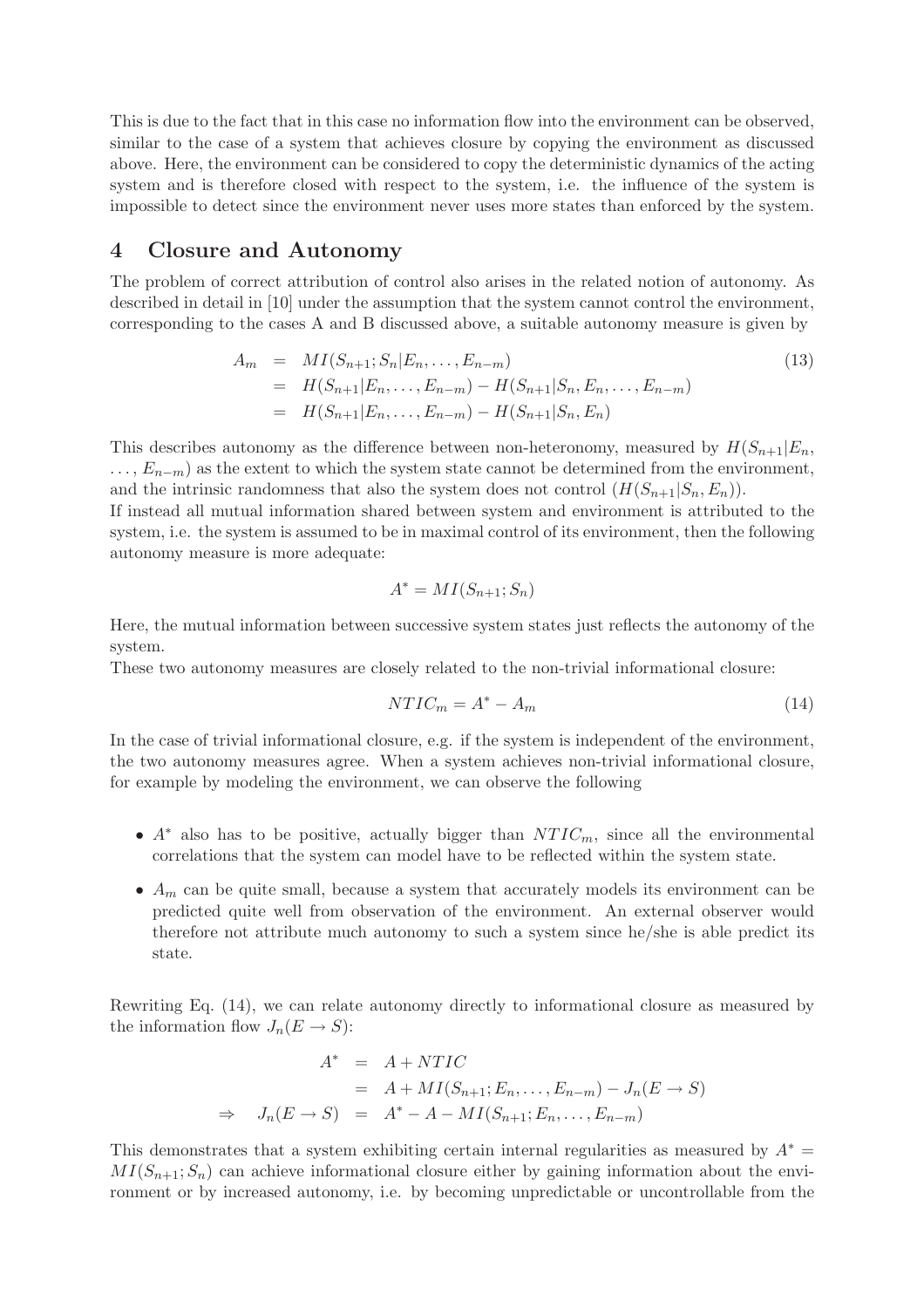This is due to the fact that in this case no information flow into the environment can be observed, similar to the case of a system that achieves closure by copying the environment as discussed above. Here, the environment can be considered to copy the deterministic dynamics of the acting system and is therefore closed with respect to the system, i.e. the influence of the system is impossible to detect since the environment never uses more states than enforced by the system.

## 4 Closure and Autonomy

The problem of correct attribution of control also arises in the related notion of autonomy. As described in detail in [10] under the assumption that the system cannot control the environment, corresponding to the cases A and B discussed above, a suitable autonomy measure is given by

$$
\begin{aligned}
A_m &= MI(S_{n+1}; S_n | E_n, \ldots, E_{n-m}) \\
&= H(S_{n+1} | E_n, \ldots, E_{n-m}) - H(S_{n+1} | S_n, E_n, \ldots, E_{n-m}) \\
&= H(S_{n+1} | E_n, \ldots, E_{n-m}) - H(S_{n+1} | S_n, E_n)
\end{aligned} \tag{13}
$$

This describes autonomy as the difference between non-heteronomy, measured by $H(S_{n+1}|E_n, \ldots, E_{n-m})$ as the extent to which the system state cannot be determined from the environment, and the intrinsic randomness that also the system does not control ($H(S_{n+1}|S_n, E_n)$).
If instead all mutual information shared between system and environment is attributed to the system, i.e. the system is assumed to be in maximal control of its environment, then the following autonomy measure is more adequate:

$$
A^* = MI(S_{n+1}; S_n)
$$

Here, the mutual information between successive system states just reflects the autonomy of the system.
These two autonomy measures are closely related to the non-trivial informational closure:

$$
NTIC_m = A^* - A_m \tag{14}
$$

In the case of trivial informational closure, e.g. if the system is independent of the environment, the two autonomy measures agree. When a system achieves non-trivial informational closure, for example by modeling the environment, we can observe the following

- $A^*$ also has to be positive, actually bigger than $NTIC_m$, since all the environmental correlations that the system can model have to be reflected within the system state.
- $A_m$ can be quite small, because a system that accurately models its environment can be predicted quite well from observation of the environment. An external observer would therefore not attribute much autonomy to such a system since he/she is able predict its state.

Rewriting Eq. (14), we can relate autonomy directly to informational closure as measured by the information flow $J_n(E \to S)$:

$$
\begin{aligned}
A^* &= A + NTIC \\
&= A + MI(S_{n+1}; E_n, \ldots, E_{n-m}) - J_n(E \to S) \\
\Rightarrow \quad J_n(E \to S) &= A^* - A - MI(S_{n+1}; E_n, \ldots, E_{n-m})
\end{aligned}
$$

This demonstrates that a system exhibiting certain internal regularities as measured by $A^* = MI(S_{n+1}; S_n)$ can achieve informational closure either by gaining information about the environment or by increased autonomy, i.e. by becoming unpredictable or uncontrollable from the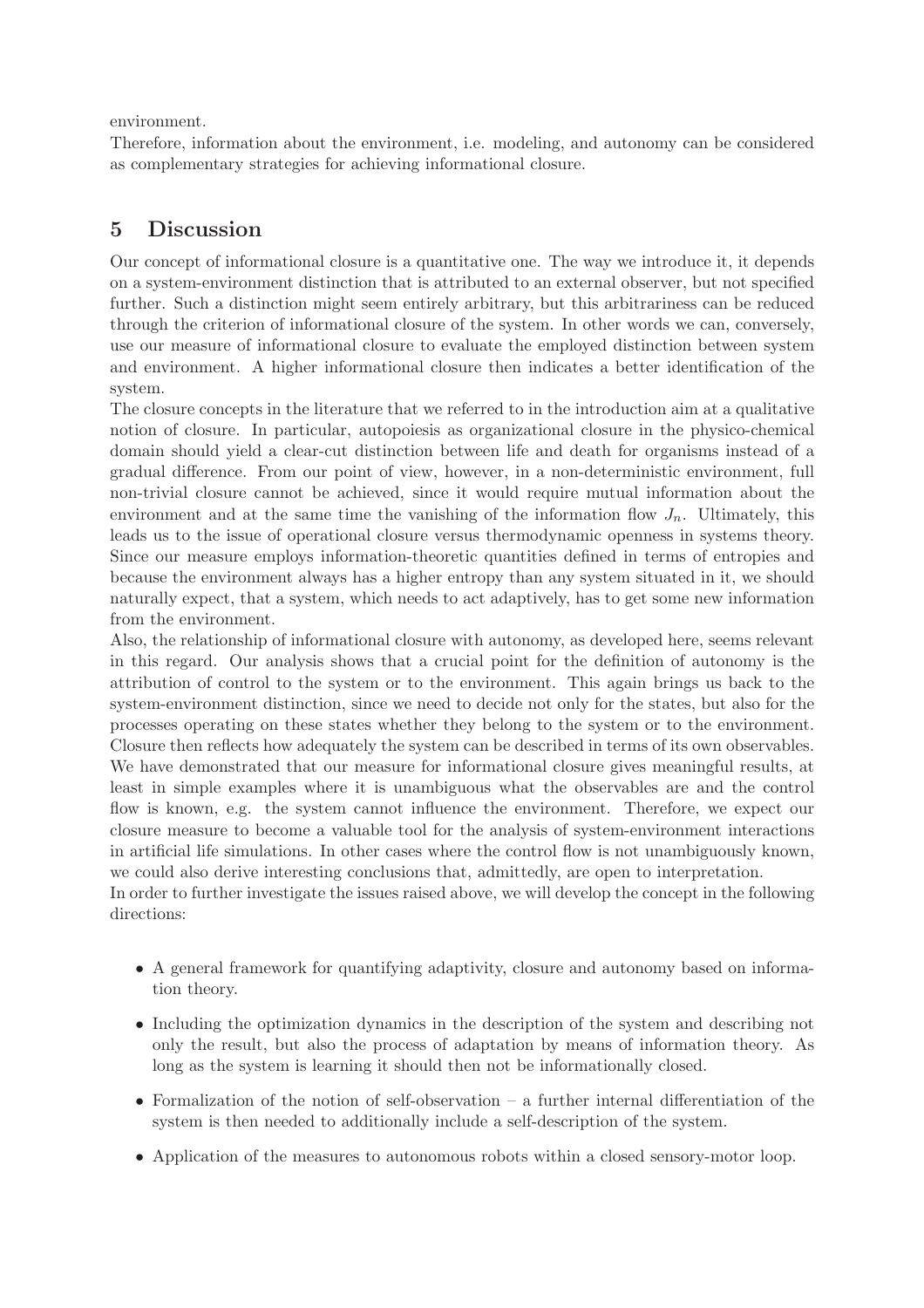environment.

Therefore, information about the environment, i.e. modeling, and autonomy can be considered as complementary strategies for achieving informational closure.

## 5 Discussion

Our concept of informational closure is a quantitative one. The way we introduce it, it depends on a system-environment distinction that is attributed to an external observer, but not specified further. Such a distinction might seem entirely arbitrary, but this arbitrariness can be reduced through the criterion of informational closure of the system. In other words we can, conversely, use our measure of informational closure to evaluate the employed distinction between system and environment. A higher informational closure then indicates a better identification of the system.

The closure concepts in the literature that we referred to in the introduction aim at a qualitative notion of closure. In particular, autopoiesis as organizational closure in the physico-chemical domain should yield a clear-cut distinction between life and death for organisms instead of a gradual difference. From our point of view, however, in a non-deterministic environment, full non-trivial closure cannot be achieved, since it would require mutual information about the environment and at the same time the vanishing of the information flow $J_n$. Ultimately, this leads us to the issue of operational closure versus thermodynamic openness in systems theory. Since our measure employs information-theoretic quantities defined in terms of entropies and because the environment always has a higher entropy than any system situated in it, we should naturally expect, that a system, which needs to act adaptively, has to get some new information from the environment.

Also, the relationship of informational closure with autonomy, as developed here, seems relevant in this regard. Our analysis shows that a crucial point for the definition of autonomy is the attribution of control to the system or to the environment. This again brings us back to the system-environment distinction, since we need to decide not only for the states, but also for the processes operating on these states whether they belong to the system or to the environment. Closure then reflects how adequately the system can be described in terms of its own observables. We have demonstrated that our measure for informational closure gives meaningful results, at least in simple examples where it is unambiguous what the observables are and the control flow is known, e.g. the system cannot influence the environment. Therefore, we expect our closure measure to become a valuable tool for the analysis of system-environment interactions in artificial life simulations. In other cases where the control flow is not unambiguously known, we could also derive interesting conclusions that, admittedly, are open to interpretation.

In order to further investigate the issues raised above, we will develop the concept in the following directions:

- A general framework for quantifying adaptivity, closure and autonomy based on information theory.
- Including the optimization dynamics in the description of the system and describing not only the result, but also the process of adaptation by means of information theory. As long as the system is learning it should then not be informationally closed.
- Formalization of the notion of self-observation – a further internal differentiation of the system is then needed to additionally include a self-description of the system.
- Application of the measures to autonomous robots within a closed sensory-motor loop.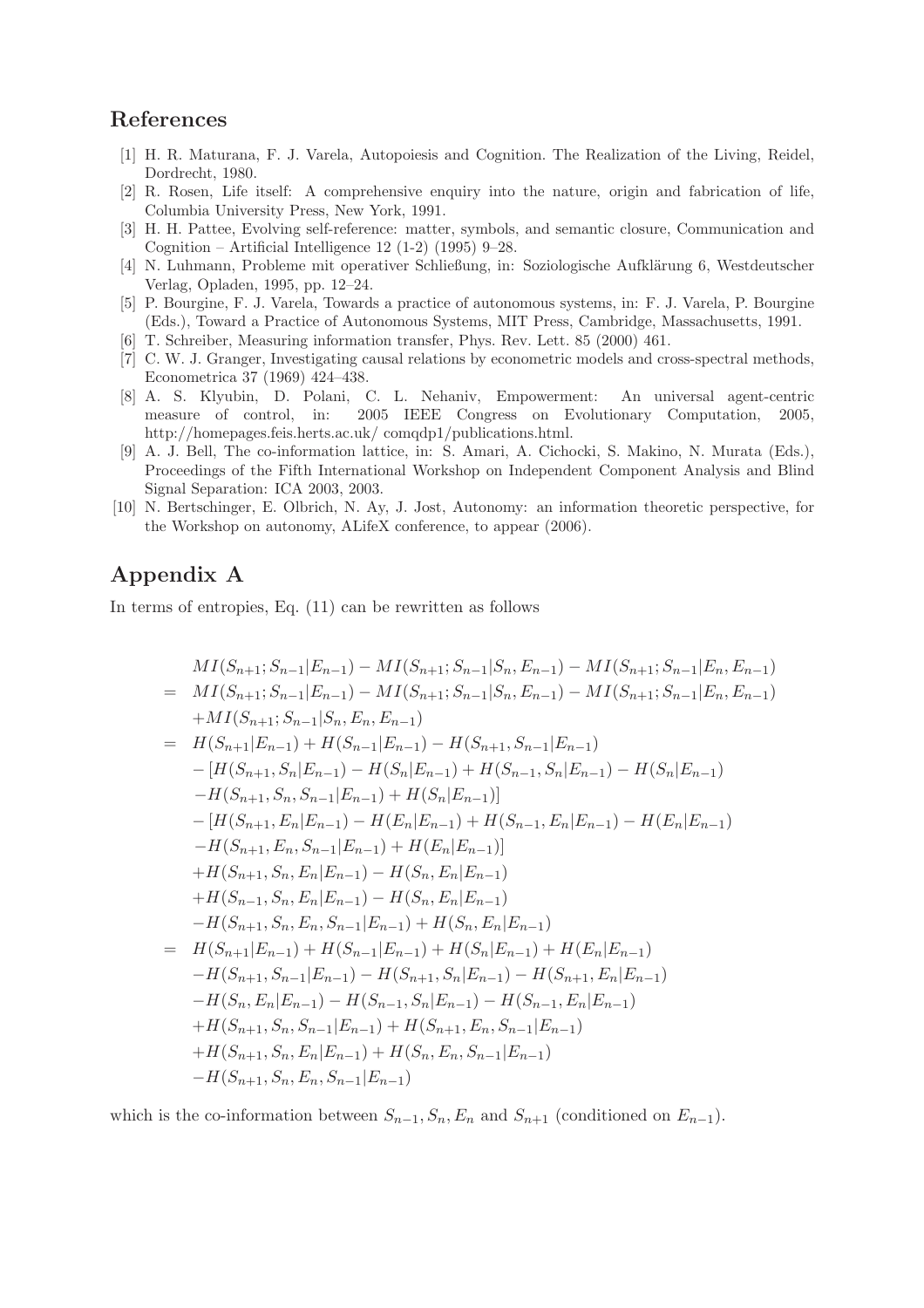## References

[1] H. R. Maturana, F. J. Varela, Autopoiesis and Cognition. The Realization of the Living, Reidel, Dordrecht, 1980.

[2] R. Rosen, Life itself: A comprehensive enquiry into the nature, origin and fabrication of life, Columbia University Press, New York, 1991.

[3] H. H. Pattee, Evolving self-reference: matter, symbols, and semantic closure, Communication and Cognition – Artificial Intelligence 12 (1-2) (1995) 9–28.

[4] N. Luhmann, Probleme mit operativer Schließung, in: Soziologische Aufklärung 6, Westdeutscher Verlag, Opladen, 1995, pp. 12–24.

[5] P. Bourgine, F. J. Varela, Towards a practice of autonomous systems, in: F. J. Varela, P. Bourgine (Eds.), Toward a Practice of Autonomous Systems, MIT Press, Cambridge, Massachusetts, 1991.

[6] T. Schreiber, Measuring information transfer, Phys. Rev. Lett. 85 (2000) 461.

[7] C. W. J. Granger, Investigating causal relations by econometric models and cross-spectral methods, Econometrica 37 (1969) 424–438.

[8] A. S. Klyubin, D. Polani, C. L. Nehaniv, Empowerment: An universal agent-centric measure of control, in: 2005 IEEE Congress on Evolutionary Computation, 2005, http://homepages.feis.herts.ac.uk/ comqdp1/publications.html.

[9] A. J. Bell, The co-information lattice, in: S. Amari, A. Cichocki, S. Makino, N. Murata (Eds.), Proceedings of the Fifth International Workshop on Independent Component Analysis and Blind Signal Separation: ICA 2003, 2003.

[10] N. Bertschinger, E. Olbrich, N. Ay, J. Jost, Autonomy: an information theoretic perspective, for the Workshop on autonomy, ALifeX conference, to appear (2006).

## Appendix A

In terms of entropies, Eq. (11) can be rewritten as follows

$$
\begin{aligned}
& MI(S_{n+1};S_{n-1}|E_{n-1}) - MI(S_{n+1};S_{n-1}|S_n,E_{n-1}) - MI(S_{n+1};S_{n-1}|E_n,E_{n-1}) \\
= \ & MI(S_{n+1};S_{n-1}|E_{n-1}) - MI(S_{n+1};S_{n-1}|S_n,E_{n-1}) - MI(S_{n+1};S_{n-1}|E_n,E_{n-1}) \\
& + MI(S_{n+1};S_{n-1}|S_n,E_n,E_{n-1}) \\
= \ & H(S_{n+1}|E_{n-1}) + H(S_{n-1}|E_{n-1}) - H(S_{n+1},S_{n-1}|E_{n-1}) \\
& - [H(S_{n+1},S_n|E_{n-1}) - H(S_n|E_{n-1}) + H(S_{n-1},S_n|E_{n-1}) - H(S_n|E_{n-1}) \\
& - H(S_{n+1},S_n,S_{n-1}|E_{n-1}) + H(S_n|E_{n-1})] \\
& - [H(S_{n+1},E_n|E_{n-1}) - H(E_n|E_{n-1}) + H(S_{n-1},E_n|E_{n-1}) - H(E_n|E_{n-1}) \\
& - H(S_{n+1},E_n,S_{n-1}|E_{n-1}) + H(E_n|E_{n-1})] \\
& + H(S_{n+1},S_n,E_n|E_{n-1}) - H(S_n,E_n|E_{n-1}) \\
& + H(S_{n-1},S_n,E_n|E_{n-1}) - H(S_n,E_n|E_{n-1}) \\
& - H(S_{n+1},S_n,E_n,S_{n-1}|E_{n-1}) + H(S_n,E_n|E_{n-1}) \\
= \ & H(S_{n+1}|E_{n-1}) + H(S_{n-1}|E_{n-1}) + H(S_n|E_{n-1}) + H(E_n|E_{n-1}) \\
& - H(S_{n+1},S_{n-1}|E_{n-1}) - H(S_{n+1},S_n|E_{n-1}) - H(S_{n+1},E_n|E_{n-1}) \\
& - H(S_n,E_n|E_{n-1}) - H(S_{n-1},S_n|E_{n-1}) - H(S_{n-1},E_n|E_{n-1}) \\
& + H(S_{n+1},S_n,S_{n-1}|E_{n-1}) + H(S_{n+1},E_n,S_{n-1}|E_{n-1}) \\
& + H(S_{n+1},S_n,E_n|E_{n-1}) + H(S_n,E_n,S_{n-1}|E_{n-1}) \\
& - H(S_{n+1},S_n,E_n,S_{n-1}|E_{n-1})
\end{aligned}
$$

which is the co-information between $S_{n-1}, S_n, E_n$ and $S_{n+1}$ (conditioned on $E_{n-1}$).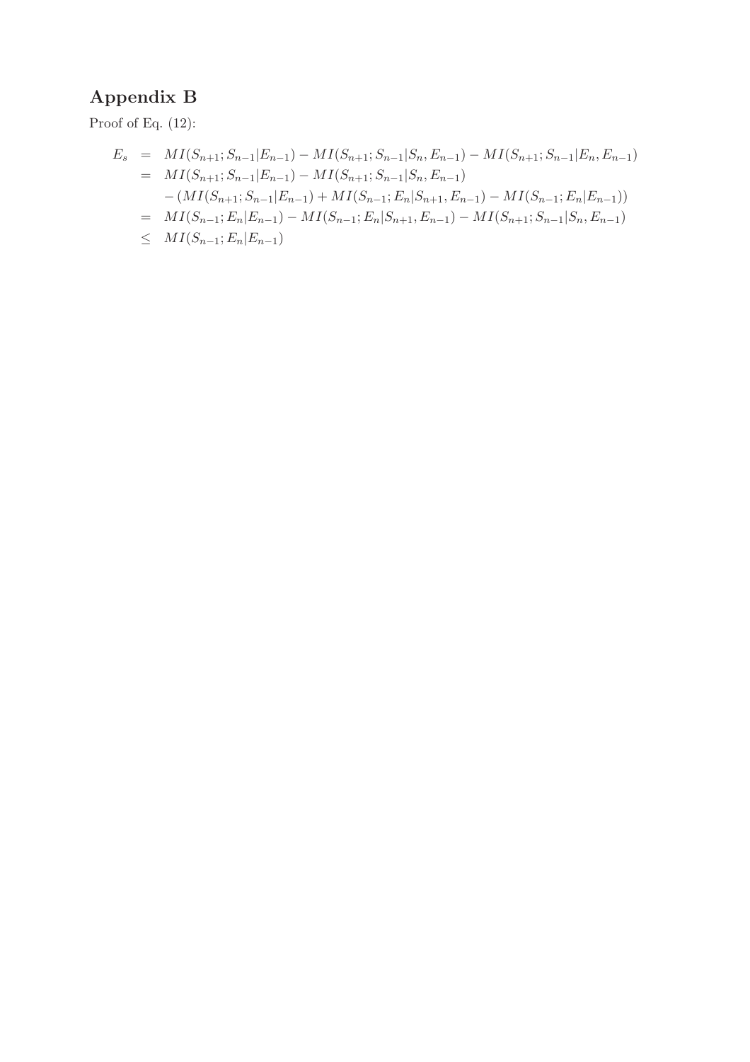## Appendix B

Proof of Eq. (12):

$$
\begin{aligned}
E_s &= MI(S_{n+1}; S_{n-1}|E_{n-1}) - MI(S_{n+1}; S_{n-1}|S_n, E_{n-1}) - MI(S_{n+1}; S_{n-1}|E_n, E_{n-1}) \\
&= MI(S_{n+1}; S_{n-1}|E_{n-1}) - MI(S_{n+1}; S_{n-1}|S_n, E_{n-1}) \\
&\quad - (MI(S_{n+1}; S_{n-1}|E_{n-1}) + MI(S_{n-1}; E_n|S_{n+1}, E_{n-1}) - MI(S_{n-1}; E_n|E_{n-1})) \\
&= MI(S_{n-1}; E_n|E_{n-1}) - MI(S_{n-1}; E_n|S_{n+1}, E_{n-1}) - MI(S_{n+1}; S_{n-1}|S_n, E_{n-1}) \\
&\leq MI(S_{n-1}; E_n|E_{n-1})
\end{aligned}
$$